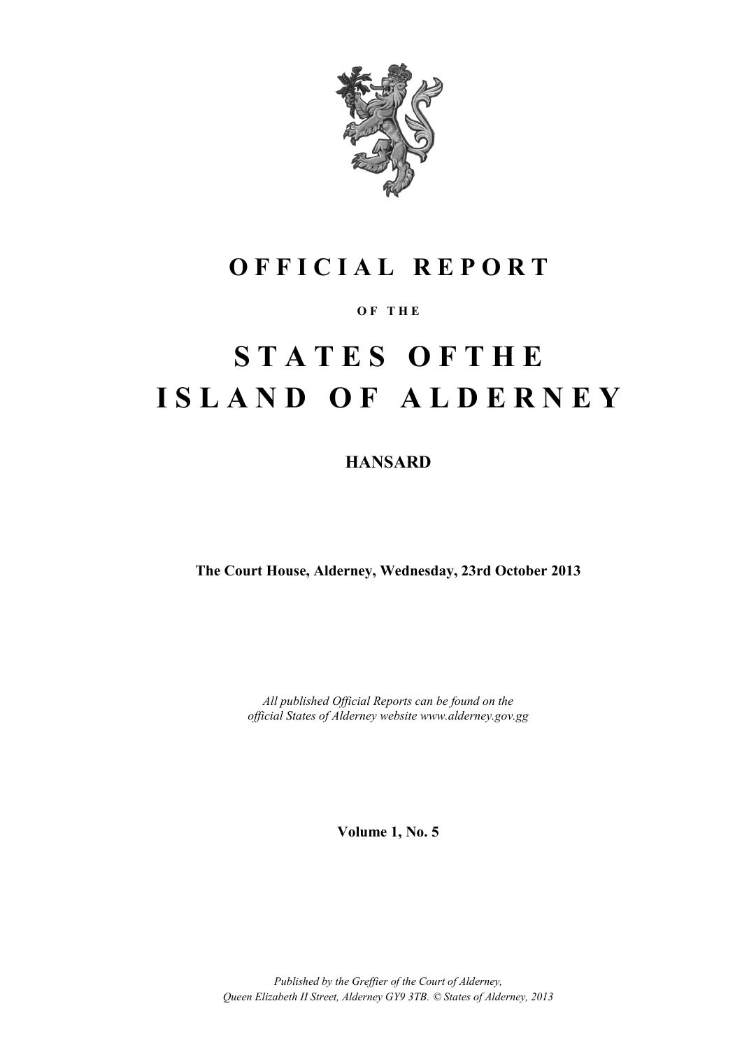# OFFICIAL REPORT

OF THE

# STATES OF THE ISLAND OF ALDERNEY

## HANSARD

**The Court House, Alderney, Wednesday, 23rd October 2013**

*All published Official Reports can be found on the official States of Alderney website www.alderney.gov.gg*

**Volume 1, No. 5**

*Published by the Greffier of the Court of Alderney, Queen Elizabeth II Street, Alderney GY9 3TB. © States of Alderney, 2013*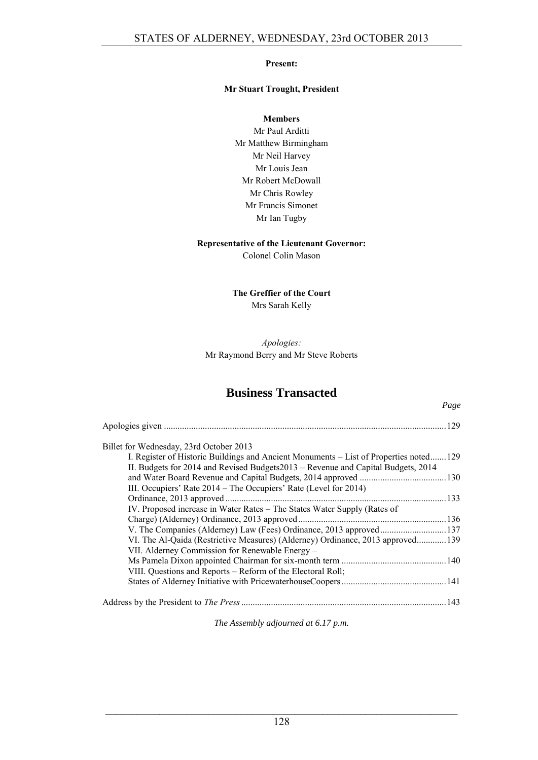**Present:**

**Mr Stuart Trought, President**

**Members**

Mr Paul Arditti
Mr Matthew Birmingham
Mr Neil Harvey
Mr Louis Jean
Mr Robert McDowall
Mr Chris Rowley
Mr Francis Simonet
Mr Ian Tugby

**Representative of the Lieutenant Governor:**
Colonel Colin Mason

**The Greffier of the Court**
Mrs Sarah Kelly

*Apologies:*
Mr Raymond Berry and Mr Steve Roberts

## Business Transacted

*Page*

Apologies given .......................................................................................................................129

Billet for Wednesday, 23rd October 2013

- I. Register of Historic Buildings and Ancient Monuments – List of Properties noted.......129
- II. Budgets for 2014 and Revised Budgets2013 – Revenue and Capital Budgets, 2014 and Water Board Revenue and Capital Budgets, 2014 approved .....................................130
- III. Occupiers' Rate 2014 – The Occupiers' Rate (Level for 2014) Ordinance, 2013 approved ...............................................................................................133
- IV. Proposed increase in Water Rates – The States Water Supply (Rates of Charge) (Alderney) Ordinance, 2013 approved ...............................................................136
- V. The Companies (Alderney) Law (Fees) Ordinance, 2013 approved.............................137
- VI. The Al-Qaida (Restrictive Measures) (Alderney) Ordinance, 2013 approved.............139
- VII. Alderney Commission for Renewable Energy – Ms Pamela Dixon appointed Chairman for six-month term .............................................140
- VIII. Questions and Reports – Reform of the Electoral Roll; States of Alderney Initiative with PricewaterhouseCoopers.............................................141

Address by the President to *The Press* .........................................................................................143

*The Assembly adjourned at 6.17 p.m.*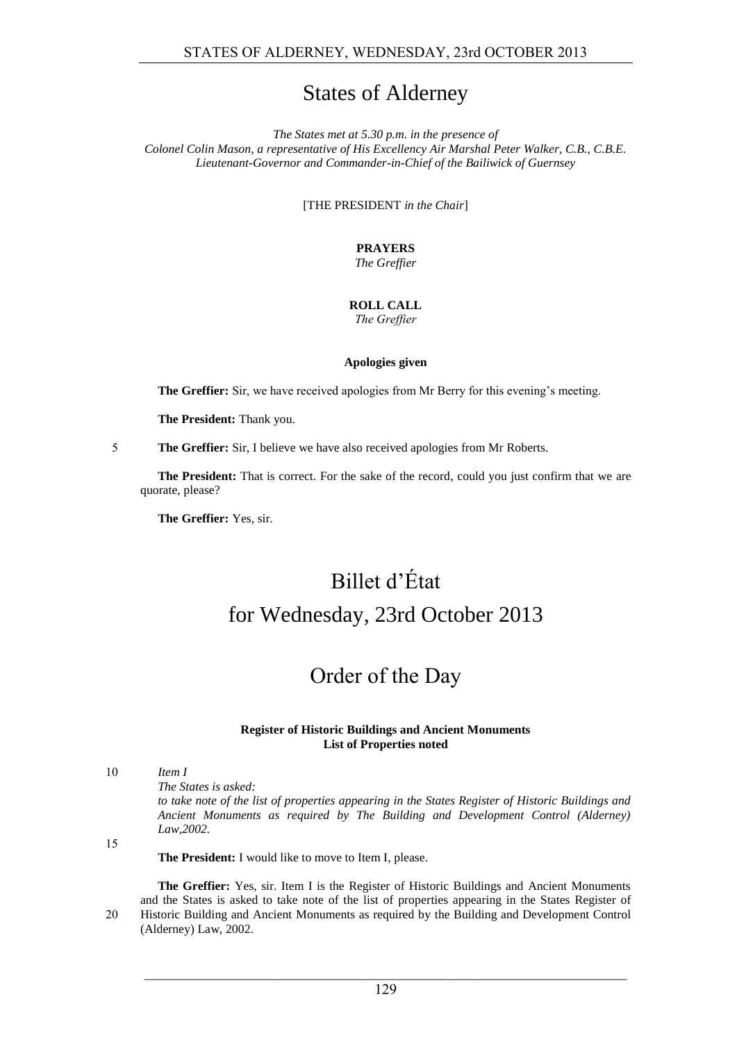# States of Alderney

*The States met at 5.30 p.m. in the presence of*
*Colonel Colin Mason, a representative of His Excellency Air Marshal Peter Walker, C.B., C.B.E.*
*Lieutenant-Governor and Commander-in-Chief of the Bailiwick of Guernsey*

[THE PRESIDENT *in the Chair*]

**PRAYERS**
*The Greffier*

**ROLL CALL**
*The Greffier*

**Apologies given**

**The Greffier:** Sir, we have received apologies from Mr Berry for this evening's meeting.

**The President:** Thank you.

**The Greffier:** Sir, I believe we have also received apologies from Mr Roberts.

**The President:** That is correct. For the sake of the record, could you just confirm that we are quorate, please?

**The Greffier:** Yes, sir.

# Billet d'État
# for Wednesday, 23rd October 2013

# Order of the Day

**Register of Historic Buildings and Ancient Monuments**
**List of Properties noted**

*Item I*
*The States is asked:*
*to take note of the list of properties appearing in the States Register of Historic Buildings and Ancient Monuments as required by The Building and Development Control (Alderney) Law,2002.*

**The President:** I would like to move to Item I, please.

**The Greffier:** Yes, sir. Item I is the Register of Historic Buildings and Ancient Monuments and the States is asked to take note of the list of properties appearing in the States Register of Historic Building and Ancient Monuments as required by the Building and Development Control (Alderney) Law, 2002.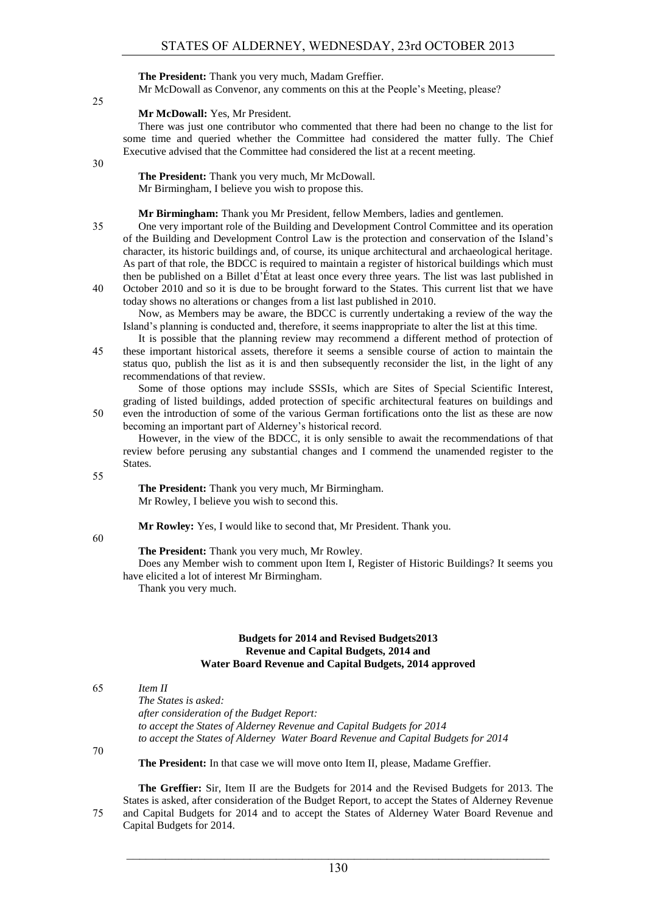**The President:** Thank you very much, Madam Greffier.

Mr McDowall as Convenor, any comments on this at the People's Meeting, please?

**Mr McDowall:** Yes, Mr President.

There was just one contributor who commented that there had been no change to the list for some time and queried whether the Committee had considered the matter fully. The Chief Executive advised that the Committee had considered the list at a recent meeting.

**The President:** Thank you very much, Mr McDowall.

Mr Birmingham, I believe you wish to propose this.

**Mr Birmingham:** Thank you Mr President, fellow Members, ladies and gentlemen.

One very important role of the Building and Development Control Committee and its operation of the Building and Development Control Law is the protection and conservation of the Island's character, its historic buildings and, of course, its unique architectural and archaeological heritage. As part of that role, the BDCC is required to maintain a register of historical buildings which must then be published on a Billet d'État at least once every three years. The list was last published in October 2010 and so it is due to be brought forward to the States. This current list that we have today shows no alterations or changes from a list last published in 2010.

Now, as Members may be aware, the BDCC is currently undertaking a review of the way the Island's planning is conducted and, therefore, it seems inappropriate to alter the list at this time.

It is possible that the planning review may recommend a different method of protection of these important historical assets, therefore it seems a sensible course of action to maintain the status quo, publish the list as it is and then subsequently reconsider the list, in the light of any recommendations of that review.

Some of those options may include SSSIs, which are Sites of Special Scientific Interest, grading of listed buildings, added protection of specific architectural features on buildings and even the introduction of some of the various German fortifications onto the list as these are now becoming an important part of Alderney's historical record.

However, in the view of the BDCC, it is only sensible to await the recommendations of that review before perusing any substantial changes and I commend the unamended register to the States.

**The President:** Thank you very much, Mr Birmingham.

Mr Rowley, I believe you wish to second this.

**Mr Rowley:** Yes, I would like to second that, Mr President. Thank you.

**The President:** Thank you very much, Mr Rowley.

Does any Member wish to comment upon Item I, Register of Historic Buildings? It seems you have elicited a lot of interest Mr Birmingham.

Thank you very much.

### Budgets for 2014 and Revised Budgets2013
### Revenue and Capital Budgets, 2014 and
### Water Board Revenue and Capital Budgets, 2014 approved

*Item II*

*The States is asked:*

*after consideration of the Budget Report:*

*to accept the States of Alderney Revenue and Capital Budgets for 2014*

*to accept the States of Alderney Water Board Revenue and Capital Budgets for 2014*

**The President:** In that case we will move onto Item II, please, Madame Greffier.

**The Greffier:** Sir, Item II are the Budgets for 2014 and the Revised Budgets for 2013. The States is asked, after consideration of the Budget Report, to accept the States of Alderney Revenue and Capital Budgets for 2014 and to accept the States of Alderney Water Board Revenue and Capital Budgets for 2014.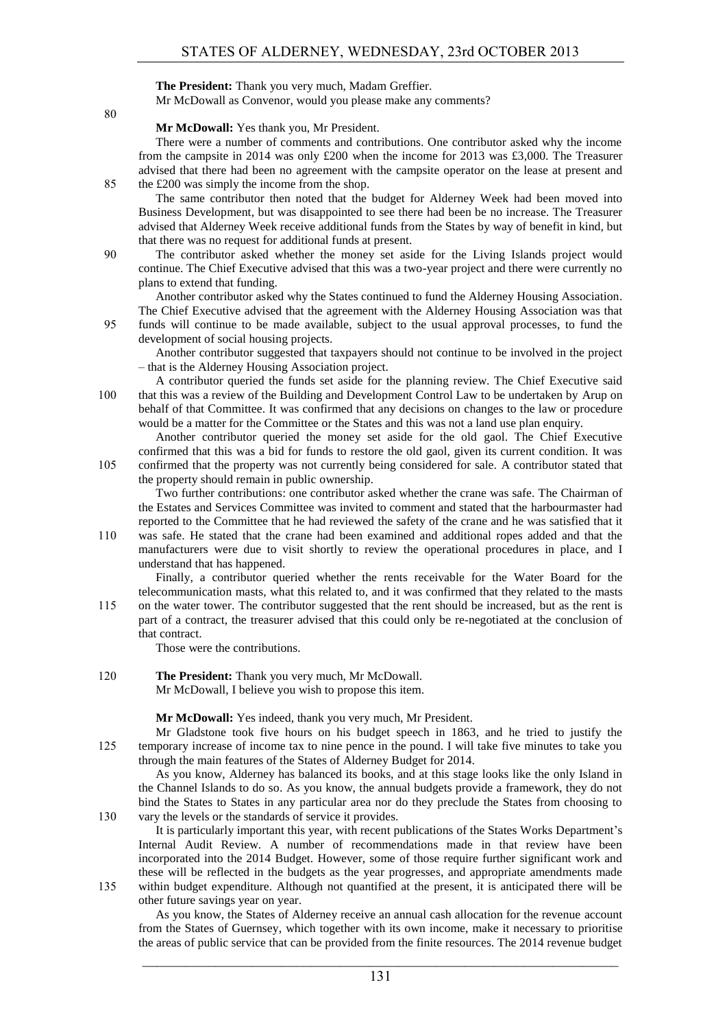**The President:** Thank you very much, Madam Greffier.

Mr McDowall as Convenor, would you please make any comments?

**Mr McDowall:** Yes thank you, Mr President.

There were a number of comments and contributions. One contributor asked why the income from the campsite in 2014 was only £200 when the income for 2013 was £3,000. The Treasurer advised that there had been no agreement with the campsite operator on the lease at present and the £200 was simply the income from the shop.

The same contributor then noted that the budget for Alderney Week had been moved into Business Development, but was disappointed to see there had been be no increase. The Treasurer advised that Alderney Week receive additional funds from the States by way of benefit in kind, but that there was no request for additional funds at present.

The contributor asked whether the money set aside for the Living Islands project would continue. The Chief Executive advised that this was a two-year project and there were currently no plans to extend that funding.

Another contributor asked why the States continued to fund the Alderney Housing Association. The Chief Executive advised that the agreement with the Alderney Housing Association was that funds will continue to be made available, subject to the usual approval processes, to fund the development of social housing projects.

Another contributor suggested that taxpayers should not continue to be involved in the project – that is the Alderney Housing Association project.

A contributor queried the funds set aside for the planning review. The Chief Executive said that this was a review of the Building and Development Control Law to be undertaken by Arup on behalf of that Committee. It was confirmed that any decisions on changes to the law or procedure would be a matter for the Committee or the States and this was not a land use plan enquiry.

Another contributor queried the money set aside for the old gaol. The Chief Executive confirmed that this was a bid for funds to restore the old gaol, given its current condition. It was confirmed that the property was not currently being considered for sale. A contributor stated that the property should remain in public ownership.

Two further contributions: one contributor asked whether the crane was safe. The Chairman of the Estates and Services Committee was invited to comment and stated that the harbourmaster had reported to the Committee that he had reviewed the safety of the crane and he was satisfied that it was safe. He stated that the crane had been examined and additional ropes added and that the manufacturers were due to visit shortly to review the operational procedures in place, and I understand that has happened.

Finally, a contributor queried whether the rents receivable for the Water Board for the telecommunication masts, what this related to, and it was confirmed that they related to the masts on the water tower. The contributor suggested that the rent should be increased, but as the rent is part of a contract, the treasurer advised that this could only be re-negotiated at the conclusion of that contract.

Those were the contributions.

**The President:** Thank you very much, Mr McDowall.

Mr McDowall, I believe you wish to propose this item.

**Mr McDowall:** Yes indeed, thank you very much, Mr President.

Mr Gladstone took five hours on his budget speech in 1863, and he tried to justify the temporary increase of income tax to nine pence in the pound. I will take five minutes to take you through the main features of the States of Alderney Budget for 2014.

As you know, Alderney has balanced its books, and at this stage looks like the only Island in the Channel Islands to do so. As you know, the annual budgets provide a framework, they do not bind the States to States in any particular area nor do they preclude the States from choosing to vary the levels or the standards of service it provides.

It is particularly important this year, with recent publications of the States Works Department's Internal Audit Review. A number of recommendations made in that review have been incorporated into the 2014 Budget. However, some of those require further significant work and these will be reflected in the budgets as the year progresses, and appropriate amendments made within budget expenditure. Although not quantified at the present, it is anticipated there will be other future savings year on year.

As you know, the States of Alderney receive an annual cash allocation for the revenue account from the States of Guernsey, which together with its own income, make it necessary to prioritise the areas of public service that can be provided from the finite resources. The 2014 revenue budget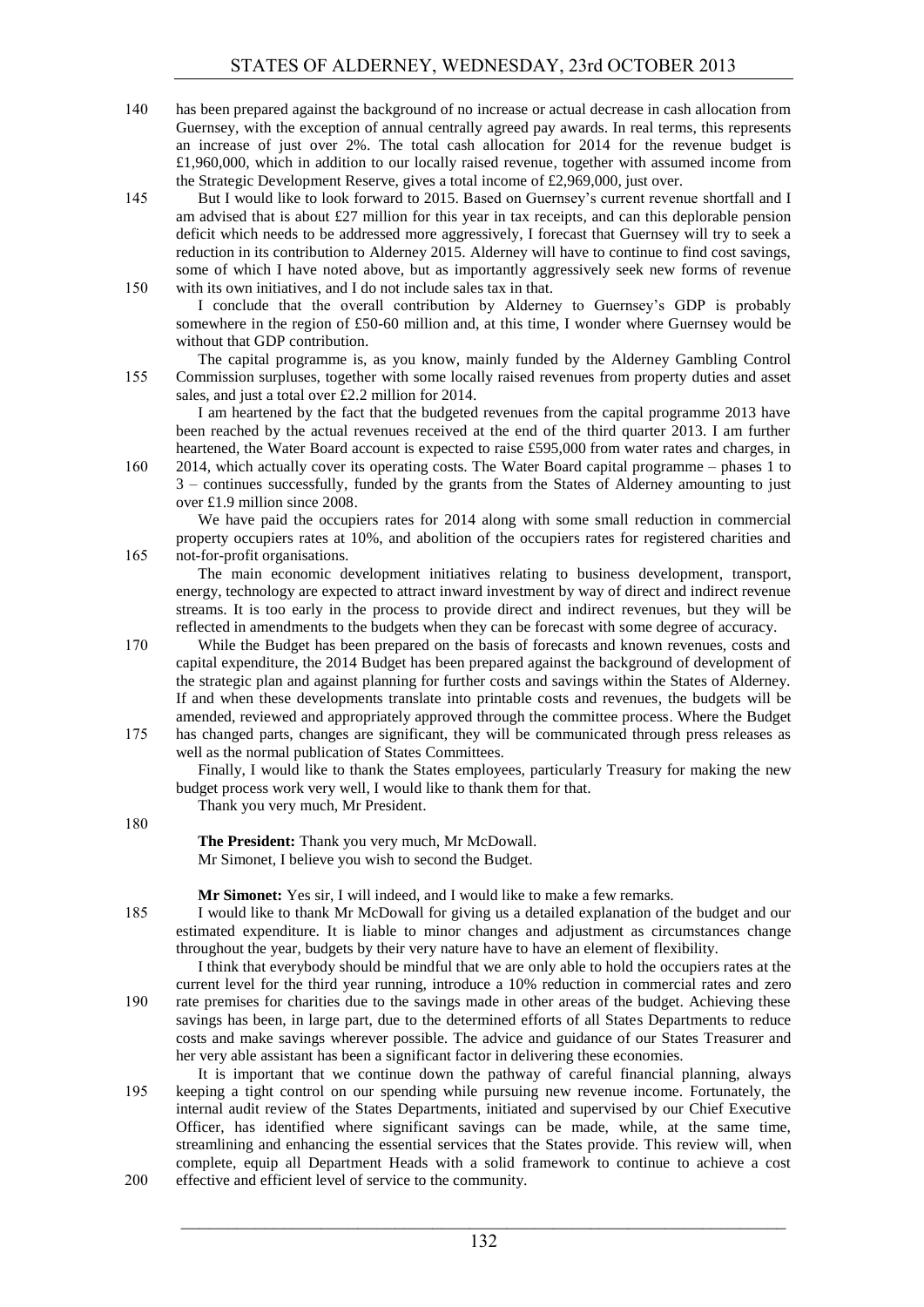has been prepared against the background of no increase or actual decrease in cash allocation from Guernsey, with the exception of annual centrally agreed pay awards. In real terms, this represents an increase of just over 2%. The total cash allocation for 2014 for the revenue budget is £1,960,000, which in addition to our locally raised revenue, together with assumed income from the Strategic Development Reserve, gives a total income of £2,969,000, just over.

But I would like to look forward to 2015. Based on Guernsey's current revenue shortfall and I am advised that is about £27 million for this year in tax receipts, and can this deplorable pension deficit which needs to be addressed more aggressively, I forecast that Guernsey will try to seek a reduction in its contribution to Alderney 2015. Alderney will have to continue to find cost savings, some of which I have noted above, but as importantly aggressively seek new forms of revenue with its own initiatives, and I do not include sales tax in that.

I conclude that the overall contribution by Alderney to Guernsey's GDP is probably somewhere in the region of £50-60 million and, at this time, I wonder where Guernsey would be without that GDP contribution.

The capital programme is, as you know, mainly funded by the Alderney Gambling Control Commission surpluses, together with some locally raised revenues from property duties and asset sales, and just a total over £2.2 million for 2014.

I am heartened by the fact that the budgeted revenues from the capital programme 2013 have been reached by the actual revenues received at the end of the third quarter 2013. I am further heartened, the Water Board account is expected to raise £595,000 from water rates and charges, in 2014, which actually cover its operating costs. The Water Board capital programme – phases 1 to 3 – continues successfully, funded by the grants from the States of Alderney amounting to just over £1.9 million since 2008.

We have paid the occupiers rates for 2014 along with some small reduction in commercial property occupiers rates at 10%, and abolition of the occupiers rates for registered charities and not-for-profit organisations.

The main economic development initiatives relating to business development, transport, energy, technology are expected to attract inward investment by way of direct and indirect revenue streams. It is too early in the process to provide direct and indirect revenues, but they will be reflected in amendments to the budgets when they can be forecast with some degree of accuracy.

While the Budget has been prepared on the basis of forecasts and known revenues, costs and capital expenditure, the 2014 Budget has been prepared against the background of development of the strategic plan and against planning for further costs and savings within the States of Alderney. If and when these developments translate into printable costs and revenues, the budgets will be amended, reviewed and appropriately approved through the committee process. Where the Budget has changed parts, changes are significant, they will be communicated through press releases as well as the normal publication of States Committees.

Finally, I would like to thank the States employees, particularly Treasury for making the new budget process work very well, I would like to thank them for that.

Thank you very much, Mr President.

**The President:** Thank you very much, Mr McDowall.

Mr Simonet, I believe you wish to second the Budget.

**Mr Simonet:** Yes sir, I will indeed, and I would like to make a few remarks.

I would like to thank Mr McDowall for giving us a detailed explanation of the budget and our estimated expenditure. It is liable to minor changes and adjustment as circumstances change throughout the year, budgets by their very nature have to have an element of flexibility.

I think that everybody should be mindful that we are only able to hold the occupiers rates at the current level for the third year running, introduce a 10% reduction in commercial rates and zero rate premises for charities due to the savings made in other areas of the budget. Achieving these savings has been, in large part, due to the determined efforts of all States Departments to reduce costs and make savings wherever possible. The advice and guidance of our States Treasurer and her very able assistant has been a significant factor in delivering these economies.

It is important that we continue down the pathway of careful financial planning, always keeping a tight control on our spending while pursuing new revenue income. Fortunately, the internal audit review of the States Departments, initiated and supervised by our Chief Executive Officer, has identified where significant savings can be made, while, at the same time, streamlining and enhancing the essential services that the States provide. This review will, when complete, equip all Department Heads with a solid framework to continue to achieve a cost effective and efficient level of service to the community.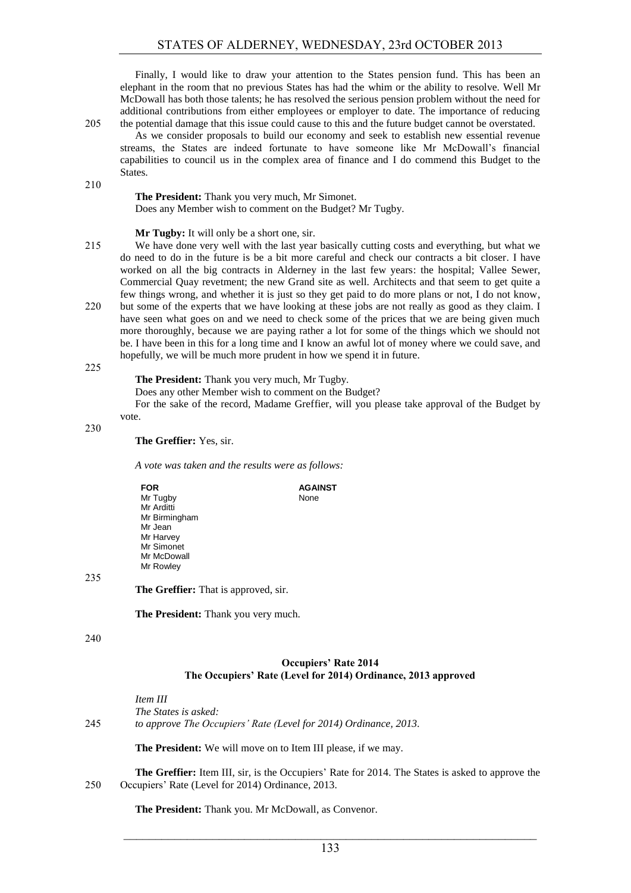Finally, I would like to draw your attention to the States pension fund. This has been an elephant in the room that no previous States has had the whim or the ability to resolve. Well Mr McDowall has both those talents; he has resolved the serious pension problem without the need for additional contributions from either employees or employer to date. The importance of reducing the potential damage that this issue could cause to this and the future budget cannot be overstated.

As we consider proposals to build our economy and seek to establish new essential revenue streams, the States are indeed fortunate to have someone like Mr McDowall's financial capabilities to council us in the complex area of finance and I do commend this Budget to the States.

**The President:** Thank you very much, Mr Simonet.

Does any Member wish to comment on the Budget? Mr Tugby.

**Mr Tugby:** It will only be a short one, sir.

We have done very well with the last year basically cutting costs and everything, but what we do need to do in the future is be a bit more careful and check our contracts a bit closer. I have worked on all the big contracts in Alderney in the last few years: the hospital; Vallee Sewer, Commercial Quay revetment; the new Grand site as well. Architects and that seem to get quite a few things wrong, and whether it is just so they get paid to do more plans or not, I do not know, but some of the experts that we have looking at these jobs are not really as good as they claim. I have seen what goes on and we need to check some of the prices that we are being given much more thoroughly, because we are paying rather a lot for some of the things which we should not be. I have been in this for a long time and I know an awful lot of money where we could save, and hopefully, we will be much more prudent in how we spend it in future.

**The President:** Thank you very much, Mr Tugby.

Does any other Member wish to comment on the Budget?

For the sake of the record, Madame Greffier, will you please take approval of the Budget by vote.

**The Greffier:** Yes, sir.

*A vote was taken and the results were as follows:*

| FOR | AGAINST |
|---|---|
| Mr Tugby | None |
| Mr Arditti | |
| Mr Birmingham | |
| Mr Jean | |
| Mr Harvey | |
| Mr Simonet | |
| Mr McDowall | |
| Mr Rowley | |

**The Greffier:** That is approved, sir.

**The President:** Thank you very much.

## Occupiers' Rate 2014
## The Occupiers' Rate (Level for 2014) Ordinance, 2013 approved

*Item III*

*The States is asked:*

*to approve The Occupiers' Rate (Level for 2014) Ordinance, 2013.*

**The President:** We will move on to Item III please, if we may.

**The Greffier:** Item III, sir, is the Occupiers' Rate for 2014. The States is asked to approve the Occupiers' Rate (Level for 2014) Ordinance, 2013.

**The President:** Thank you. Mr McDowall, as Convenor.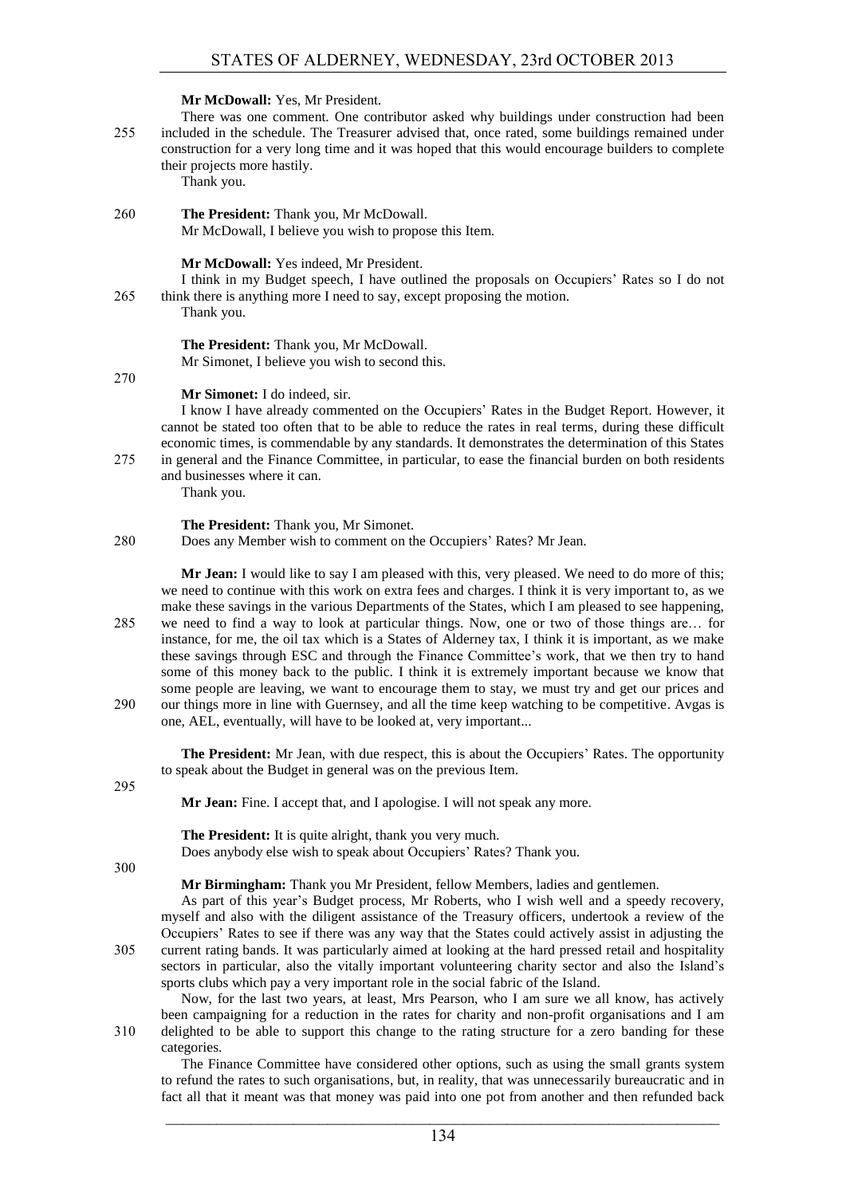**Mr McDowall:** Yes, Mr President.

There was one comment. One contributor asked why buildings under construction had been included in the schedule. The Treasurer advised that, once rated, some buildings remained under construction for a very long time and it was hoped that this would encourage builders to complete their projects more hastily.

Thank you.

**The President:** Thank you, Mr McDowall.

Mr McDowall, I believe you wish to propose this Item.

**Mr McDowall:** Yes indeed, Mr President.

I think in my Budget speech, I have outlined the proposals on Occupiers' Rates so I do not think there is anything more I need to say, except proposing the motion.

Thank you.

**The President:** Thank you, Mr McDowall.

Mr Simonet, I believe you wish to second this.

**Mr Simonet:** I do indeed, sir.

I know I have already commented on the Occupiers' Rates in the Budget Report. However, it cannot be stated too often that to be able to reduce the rates in real terms, during these difficult economic times, is commendable by any standards. It demonstrates the determination of this States in general and the Finance Committee, in particular, to ease the financial burden on both residents and businesses where it can.

Thank you.

**The President:** Thank you, Mr Simonet.

Does any Member wish to comment on the Occupiers' Rates? Mr Jean.

**Mr Jean:** I would like to say I am pleased with this, very pleased. We need to do more of this; we need to continue with this work on extra fees and charges. I think it is very important to, as we make these savings in the various Departments of the States, which I am pleased to see happening, we need to find a way to look at particular things. Now, one or two of those things are… for instance, for me, the oil tax which is a States of Alderney tax, I think it is important, as we make these savings through ESC and through the Finance Committee's work, that we then try to hand some of this money back to the public. I think it is extremely important because we know that some people are leaving, we want to encourage them to stay, we must try and get our prices and our things more in line with Guernsey, and all the time keep watching to be competitive. Avgas is one, AEL, eventually, will have to be looked at, very important...

**The President:** Mr Jean, with due respect, this is about the Occupiers' Rates. The opportunity to speak about the Budget in general was on the previous Item.

**Mr Jean:** Fine. I accept that, and I apologise. I will not speak any more.

**The President:** It is quite alright, thank you very much.

Does anybody else wish to speak about Occupiers' Rates? Thank you.

**Mr Birmingham:** Thank you Mr President, fellow Members, ladies and gentlemen.

As part of this year's Budget process, Mr Roberts, who I wish well and a speedy recovery, myself and also with the diligent assistance of the Treasury officers, undertook a review of the Occupiers' Rates to see if there was any way that the States could actively assist in adjusting the current rating bands. It was particularly aimed at looking at the hard pressed retail and hospitality sectors in particular, also the vitally important volunteering charity sector and also the Island's sports clubs which pay a very important role in the social fabric of the Island.

Now, for the last two years, at least, Mrs Pearson, who I am sure we all know, has actively been campaigning for a reduction in the rates for charity and non-profit organisations and I am delighted to be able to support this change to the rating structure for a zero banding for these categories.

The Finance Committee have considered other options, such as using the small grants system to refund the rates to such organisations, but, in reality, that was unnecessarily bureaucratic and in fact all that it meant was that money was paid into one pot from another and then refunded back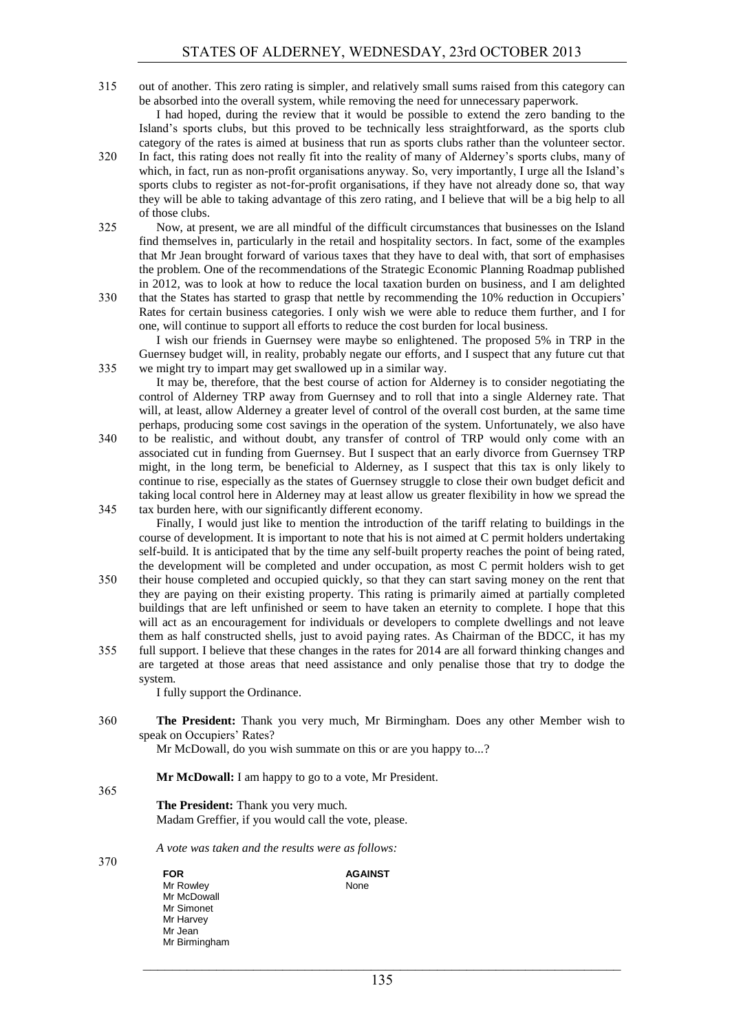out of another. This zero rating is simpler, and relatively small sums raised from this category can be absorbed into the overall system, while removing the need for unnecessary paperwork.

I had hoped, during the review that it would be possible to extend the zero banding to the Island's sports clubs, but this proved to be technically less straightforward, as the sports club category of the rates is aimed at business that run as sports clubs rather than the volunteer sector. In fact, this rating does not really fit into the reality of many of Alderney's sports clubs, many of which, in fact, run as non-profit organisations anyway. So, very importantly, I urge all the Island's sports clubs to register as not-for-profit organisations, if they have not already done so, that way they will be able to taking advantage of this zero rating, and I believe that will be a big help to all of those clubs.

Now, at present, we are all mindful of the difficult circumstances that businesses on the Island find themselves in, particularly in the retail and hospitality sectors. In fact, some of the examples that Mr Jean brought forward of various taxes that they have to deal with, that sort of emphasises the problem. One of the recommendations of the Strategic Economic Planning Roadmap published in 2012, was to look at how to reduce the local taxation burden on business, and I am delighted that the States has started to grasp that nettle by recommending the 10% reduction in Occupiers' Rates for certain business categories. I only wish we were able to reduce them further, and I for one, will continue to support all efforts to reduce the cost burden for local business.

I wish our friends in Guernsey were maybe so enlightened. The proposed 5% in TRP in the Guernsey budget will, in reality, probably negate our efforts, and I suspect that any future cut that we might try to impart may get swallowed up in a similar way.

It may be, therefore, that the best course of action for Alderney is to consider negotiating the control of Alderney TRP away from Guernsey and to roll that into a single Alderney rate. That will, at least, allow Alderney a greater level of control of the overall cost burden, at the same time perhaps, producing some cost savings in the operation of the system. Unfortunately, we also have to be realistic, and without doubt, any transfer of control of TRP would only come with an associated cut in funding from Guernsey. But I suspect that an early divorce from Guernsey TRP might, in the long term, be beneficial to Alderney, as I suspect that this tax is only likely to continue to rise, especially as the states of Guernsey struggle to close their own budget deficit and taking local control here in Alderney may at least allow us greater flexibility in how we spread the tax burden here, with our significantly different economy.

Finally, I would just like to mention the introduction of the tariff relating to buildings in the course of development. It is important to note that his is not aimed at C permit holders undertaking self-build. It is anticipated that by the time any self-built property reaches the point of being rated, the development will be completed and under occupation, as most C permit holders wish to get their house completed and occupied quickly, so that they can start saving money on the rent that they are paying on their existing property. This rating is primarily aimed at partially completed buildings that are left unfinished or seem to have taken an eternity to complete. I hope that this will act as an encouragement for individuals or developers to complete dwellings and not leave them as half constructed shells, just to avoid paying rates. As Chairman of the BDCC, it has my full support. I believe that these changes in the rates for 2014 are all forward thinking changes and are targeted at those areas that need assistance and only penalise those that try to dodge the system.

I fully support the Ordinance.

**The President:** Thank you very much, Mr Birmingham. Does any other Member wish to speak on Occupiers' Rates?

Mr McDowall, do you wish summate on this or are you happy to...?

**Mr McDowall:** I am happy to go to a vote, Mr President.

**The President:** Thank you very much.

Madam Greffier, if you would call the vote, please.

*A vote was taken and the results were as follows:*

| FOR | AGAINST |
|---|---|
| Mr Rowley | None |
| Mr McDowall | |
| Mr Simonet | |
| Mr Harvey | |
| Mr Jean | |
| Mr Birmingham | |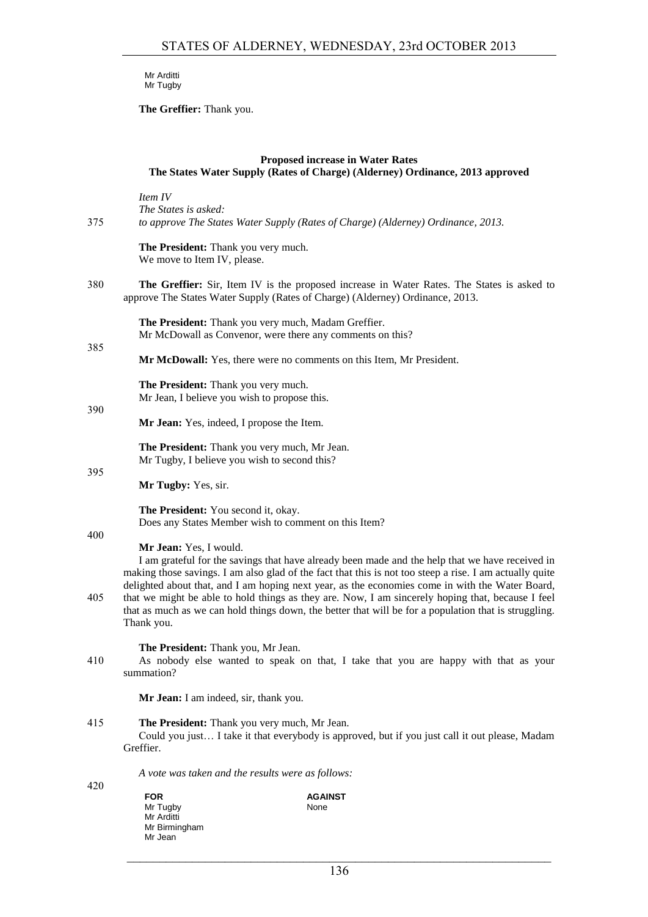Mr Arditti
Mr Tugby

**The Greffier:** Thank you.

**Proposed increase in Water Rates**
**The States Water Supply (Rates of Charge) (Alderney) Ordinance, 2013 approved**

*Item IV*
*The States is asked:*
*to approve The States Water Supply (Rates of Charge) (Alderney) Ordinance, 2013.*

**The President:** Thank you very much.
We move to Item IV, please.

**The Greffier:** Sir, Item IV is the proposed increase in Water Rates. The States is asked to approve The States Water Supply (Rates of Charge) (Alderney) Ordinance, 2013.

**The President:** Thank you very much, Madam Greffier.
Mr McDowall as Convenor, were there any comments on this?

**Mr McDowall:** Yes, there were no comments on this Item, Mr President.

**The President:** Thank you very much.
Mr Jean, I believe you wish to propose this.

**Mr Jean:** Yes, indeed, I propose the Item.

**The President:** Thank you very much, Mr Jean.
Mr Tugby, I believe you wish to second this?

**Mr Tugby:** Yes, sir.

**The President:** You second it, okay.
Does any States Member wish to comment on this Item?

**Mr Jean:** Yes, I would.
I am grateful for the savings that have already been made and the help that we have received in making those savings. I am also glad of the fact that this is not too steep a rise. I am actually quite delighted about that, and I am hoping next year, as the economies come in with the Water Board, that we might be able to hold things as they are. Now, I am sincerely hoping that, because I feel that as much as we can hold things down, the better that will be for a population that is struggling. Thank you.

**The President:** Thank you, Mr Jean.
As nobody else wanted to speak on that, I take that you are happy with that as your summation?

**Mr Jean:** I am indeed, sir, thank you.

**The President:** Thank you very much, Mr Jean.
Could you just… I take it that everybody is approved, but if you just call it out please, Madam Greffier.

*A vote was taken and the results were as follows:*

| FOR | AGAINST |
|---|---|
| Mr Tugby | None |
| Mr Arditti | |
| Mr Birmingham | |
| Mr Jean | |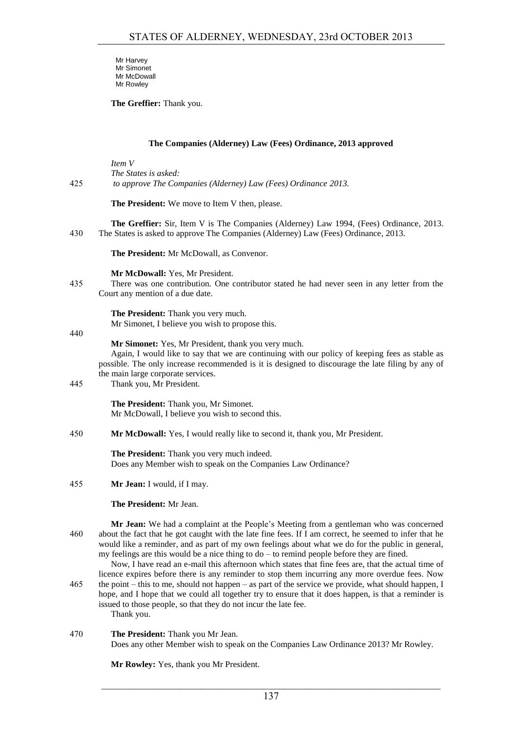Mr Harvey
Mr Simonet
Mr McDowall
Mr Rowley

**The Greffier:** Thank you.

### The Companies (Alderney) Law (Fees) Ordinance, 2013 approved

*Item V*
*The States is asked:*
425 *to approve The Companies (Alderney) Law (Fees) Ordinance 2013.*

**The President:** We move to Item V then, please.

**The Greffier:** Sir, Item V is The Companies (Alderney) Law 1994, (Fees) Ordinance, 2013.
430 The States is asked to approve The Companies (Alderney) Law (Fees) Ordinance, 2013.

**The President:** Mr McDowall, as Convenor.

**Mr McDowall:** Yes, Mr President.
435 There was one contribution. One contributor stated he had never seen in any letter from the Court any mention of a due date.

**The President:** Thank you very much.
Mr Simonet, I believe you wish to propose this.

440
**Mr Simonet:** Yes, Mr President, thank you very much.
Again, I would like to say that we are continuing with our policy of keeping fees as stable as possible. The only increase recommended is it is designed to discourage the late filing by any of the main large corporate services.
445 Thank you, Mr President.

**The President:** Thank you, Mr Simonet.
Mr McDowall, I believe you wish to second this.

450 **Mr McDowall:** Yes, I would really like to second it, thank you, Mr President.

**The President:** Thank you very much indeed.
Does any Member wish to speak on the Companies Law Ordinance?

455 **Mr Jean:** I would, if I may.

**The President:** Mr Jean.

**Mr Jean:** We had a complaint at the People's Meeting from a gentleman who was concerned
460 about the fact that he got caught with the late fine fees. If I am correct, he seemed to infer that he would like a reminder, and as part of my own feelings about what we do for the public in general, my feelings are this would be a nice thing to do – to remind people before they are fined.
Now, I have read an e-mail this afternoon which states that fine fees are, that the actual time of licence expires before there is any reminder to stop them incurring any more overdue fees. Now
465 the point – this to me, should not happen – as part of the service we provide, what should happen, I hope, and I hope that we could all together try to ensure that it does happen, is that a reminder is issued to those people, so that they do not incur the late fee.
Thank you.

470 **The President:** Thank you Mr Jean.
Does any other Member wish to speak on the Companies Law Ordinance 2013? Mr Rowley.

**Mr Rowley:** Yes, thank you Mr President.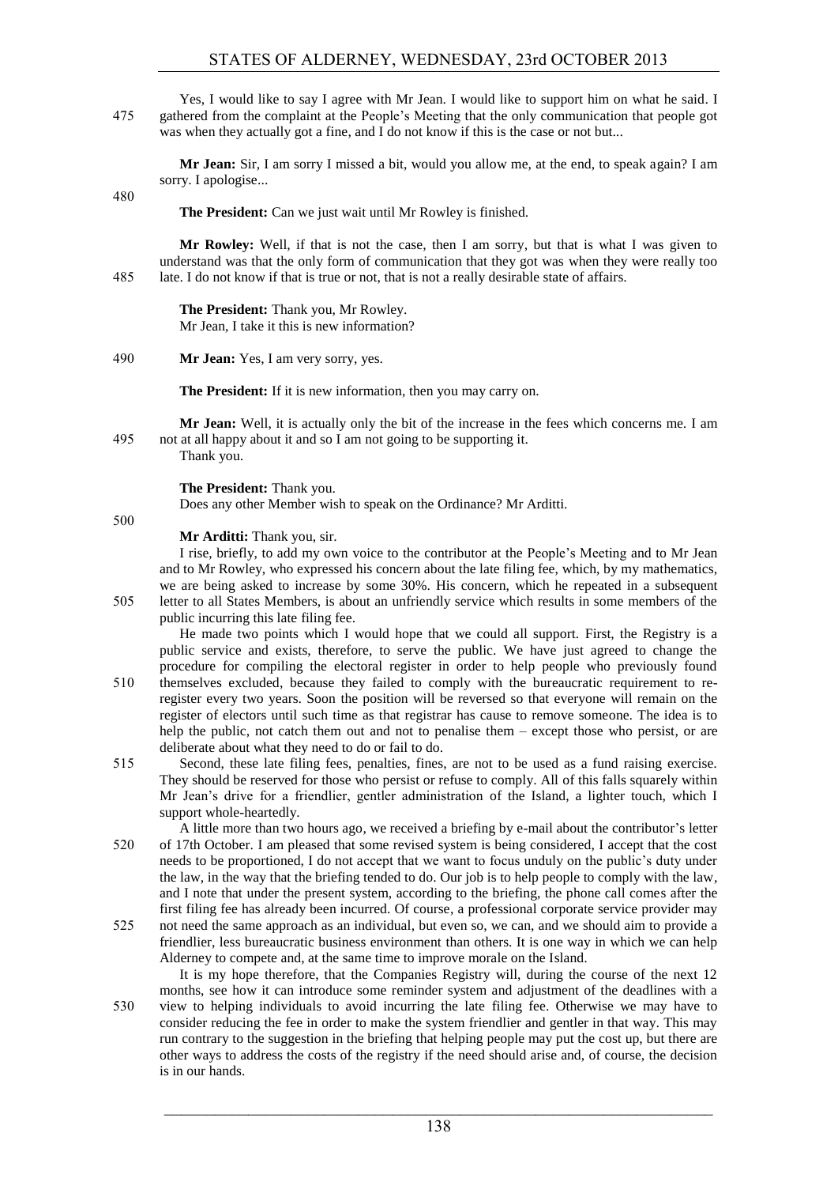Yes, I would like to say I agree with Mr Jean. I would like to support him on what he said. I gathered from the complaint at the People's Meeting that the only communication that people got was when they actually got a fine, and I do not know if this is the case or not but...

**Mr Jean:** Sir, I am sorry I missed a bit, would you allow me, at the end, to speak again? I am sorry. I apologise...

**The President:** Can we just wait until Mr Rowley is finished.

**Mr Rowley:** Well, if that is not the case, then I am sorry, but that is what I was given to understand was that the only form of communication that they got was when they were really too late. I do not know if that is true or not, that is not a really desirable state of affairs.

**The President:** Thank you, Mr Rowley.
Mr Jean, I take it this is new information?

**Mr Jean:** Yes, I am very sorry, yes.

**The President:** If it is new information, then you may carry on.

**Mr Jean:** Well, it is actually only the bit of the increase in the fees which concerns me. I am not at all happy about it and so I am not going to be supporting it.
Thank you.

**The President:** Thank you.
Does any other Member wish to speak on the Ordinance? Mr Arditti.

**Mr Arditti:** Thank you, sir.

I rise, briefly, to add my own voice to the contributor at the People's Meeting and to Mr Jean and to Mr Rowley, who expressed his concern about the late filing fee, which, by my mathematics, we are being asked to increase by some 30%. His concern, which he repeated in a subsequent letter to all States Members, is about an unfriendly service which results in some members of the public incurring this late filing fee.

He made two points which I would hope that we could all support. First, the Registry is a public service and exists, therefore, to serve the public. We have just agreed to change the procedure for compiling the electoral register in order to help people who previously found themselves excluded, because they failed to comply with the bureaucratic requirement to re-register every two years. Soon the position will be reversed so that everyone will remain on the register of electors until such time as that registrar has cause to remove someone. The idea is to help the public, not catch them out and not to penalise them – except those who persist, or are deliberate about what they need to do or fail to do.

Second, these late filing fees, penalties, fines, are not to be used as a fund raising exercise. They should be reserved for those who persist or refuse to comply. All of this falls squarely within Mr Jean's drive for a friendlier, gentler administration of the Island, a lighter touch, which I support whole-heartedly.

A little more than two hours ago, we received a briefing by e-mail about the contributor's letter of 17th October. I am pleased that some revised system is being considered, I accept that the cost needs to be proportioned, I do not accept that we want to focus unduly on the public's duty under the law, in the way that the briefing tended to do. Our job is to help people to comply with the law, and I note that under the present system, according to the briefing, the phone call comes after the first filing fee has already been incurred. Of course, a professional corporate service provider may not need the same approach as an individual, but even so, we can, and we should aim to provide a friendlier, less bureaucratic business environment than others. It is one way in which we can help Alderney to compete and, at the same time to improve morale on the Island.

It is my hope therefore, that the Companies Registry will, during the course of the next 12 months, see how it can introduce some reminder system and adjustment of the deadlines with a view to helping individuals to avoid incurring the late filing fee. Otherwise we may have to consider reducing the fee in order to make the system friendlier and gentler in that way. This may run contrary to the suggestion in the briefing that helping people may put the cost up, but there are other ways to address the costs of the registry if the need should arise and, of course, the decision is in our hands.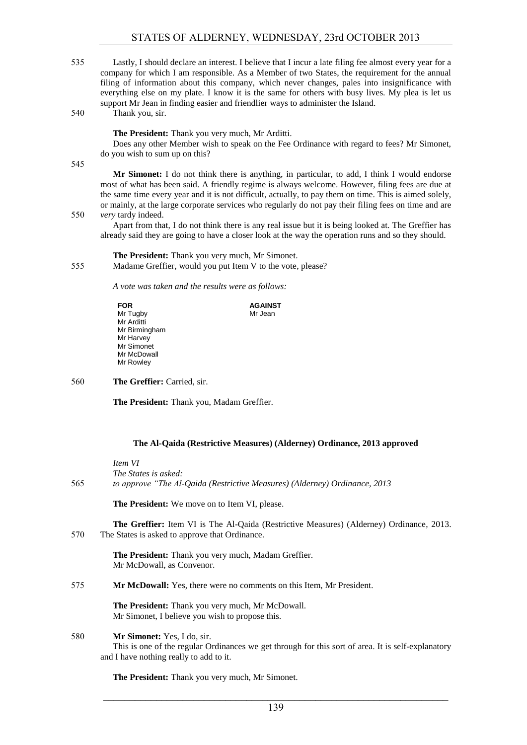Lastly, I should declare an interest. I believe that I incur a late filing fee almost every year for a company for which I am responsible. As a Member of two States, the requirement for the annual filing of information about this company, which never changes, pales into insignificance with everything else on my plate. I know it is the same for others with busy lives. My plea is let us support Mr Jean in finding easier and friendlier ways to administer the Island.

Thank you, sir.

**The President:** Thank you very much, Mr Arditti.

Does any other Member wish to speak on the Fee Ordinance with regard to fees? Mr Simonet, do you wish to sum up on this?

**Mr Simonet:** I do not think there is anything, in particular, to add, I think I would endorse most of what has been said. A friendly regime is always welcome. However, filing fees are due at the same time every year and it is not difficult, actually, to pay them on time. This is aimed solely, or mainly, at the large corporate services who regularly do not pay their filing fees on time and are *very* tardy indeed.

Apart from that, I do not think there is any real issue but it is being looked at. The Greffier has already said they are going to have a closer look at the way the operation runs and so they should.

**The President:** Thank you very much, Mr Simonet.

Madame Greffier, would you put Item V to the vote, please?

*A vote was taken and the results were as follows:*

| **FOR** | **AGAINST** |
|---|---|
| Mr Tugby | Mr Jean |
| Mr Arditti | |
| Mr Birmingham | |
| Mr Harvey | |
| Mr Simonet | |
| Mr McDowall | |
| Mr Rowley | |

**The Greffier:** Carried, sir.

**The President:** Thank you, Madam Greffier.

### The Al-Qaida (Restrictive Measures) (Alderney) Ordinance, 2013 approved

*Item VI*

*The States is asked:*

*to approve "The Al-Qaida (Restrictive Measures) (Alderney) Ordinance, 2013*

**The President:** We move on to Item VI, please.

**The Greffier:** Item VI is The Al-Qaida (Restrictive Measures) (Alderney) Ordinance, 2013. The States is asked to approve that Ordinance.

**The President:** Thank you very much, Madam Greffier.

Mr McDowall, as Convenor.

**Mr McDowall:** Yes, there were no comments on this Item, Mr President.

**The President:** Thank you very much, Mr McDowall.

Mr Simonet, I believe you wish to propose this.

**Mr Simonet:** Yes, I do, sir.

This is one of the regular Ordinances we get through for this sort of area. It is self-explanatory and I have nothing really to add to it.

**The President:** Thank you very much, Mr Simonet.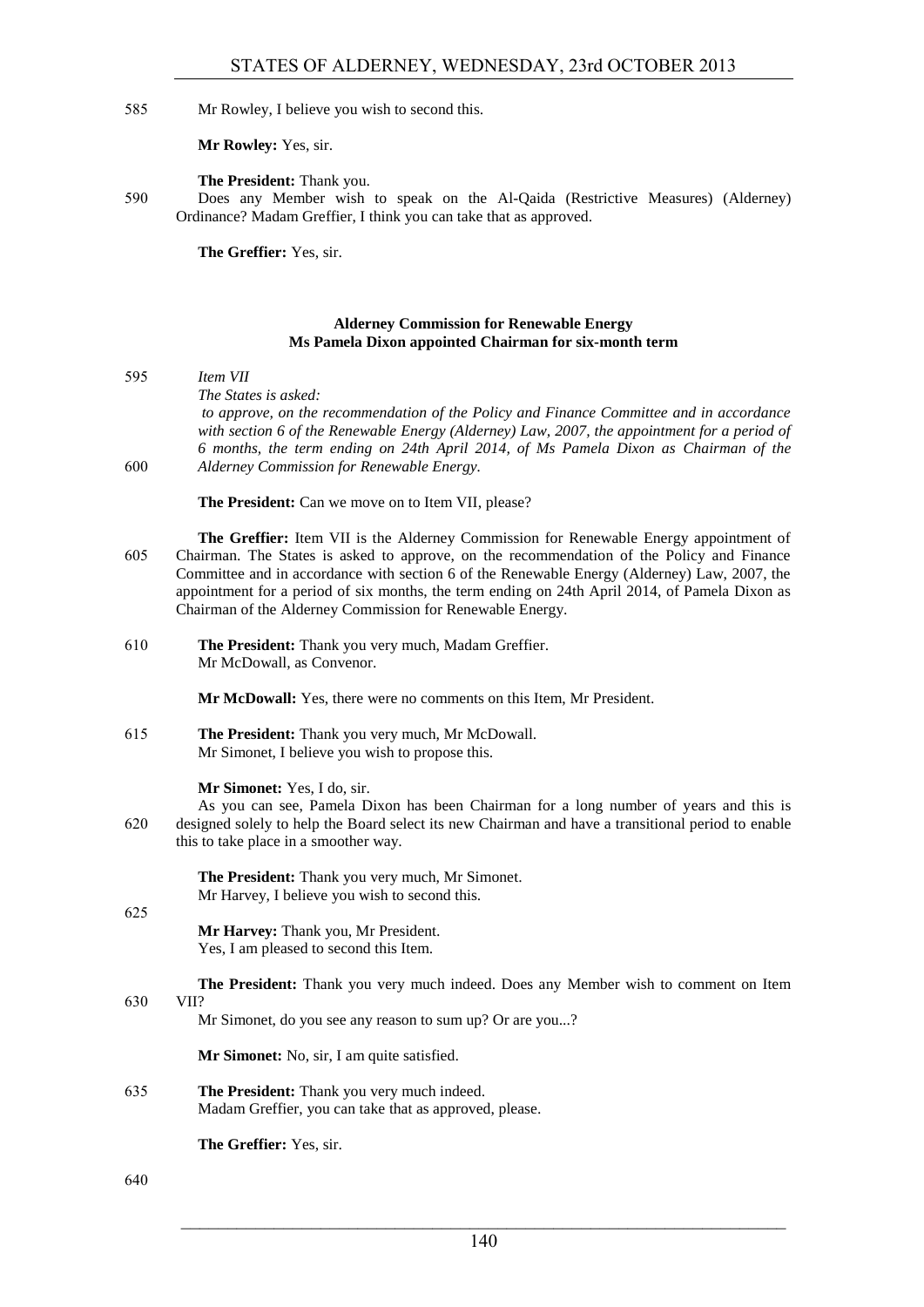Mr Rowley, I believe you wish to second this.

**Mr Rowley:** Yes, sir.

**The President:** Thank you.

Does any Member wish to speak on the Al-Qaida (Restrictive Measures) (Alderney) Ordinance? Madam Greffier, I think you can take that as approved.

**The Greffier:** Yes, sir.

### Alderney Commission for Renewable Energy
### Ms Pamela Dixon appointed Chairman for six-month term

*Item VII*

*The States is asked:*

*to approve, on the recommendation of the Policy and Finance Committee and in accordance with section 6 of the Renewable Energy (Alderney) Law, 2007, the appointment for a period of 6 months, the term ending on 24th April 2014, of Ms Pamela Dixon as Chairman of the Alderney Commission for Renewable Energy.*

**The President:** Can we move on to Item VII, please?

**The Greffier:** Item VII is the Alderney Commission for Renewable Energy appointment of Chairman. The States is asked to approve, on the recommendation of the Policy and Finance Committee and in accordance with section 6 of the Renewable Energy (Alderney) Law, 2007, the appointment for a period of six months, the term ending on 24th April 2014, of Pamela Dixon as Chairman of the Alderney Commission for Renewable Energy.

**The President:** Thank you very much, Madam Greffier.

Mr McDowall, as Convenor.

**Mr McDowall:** Yes, there were no comments on this Item, Mr President.

**The President:** Thank you very much, Mr McDowall.

Mr Simonet, I believe you wish to propose this.

**Mr Simonet:** Yes, I do, sir.

As you can see, Pamela Dixon has been Chairman for a long number of years and this is designed solely to help the Board select its new Chairman and have a transitional period to enable this to take place in a smoother way.

**The President:** Thank you very much, Mr Simonet.

Mr Harvey, I believe you wish to second this.

**Mr Harvey:** Thank you, Mr President.

Yes, I am pleased to second this Item.

**The President:** Thank you very much indeed. Does any Member wish to comment on Item VII?

Mr Simonet, do you see any reason to sum up? Or are you...?

**Mr Simonet:** No, sir, I am quite satisfied.

**The President:** Thank you very much indeed.

Madam Greffier, you can take that as approved, please.

**The Greffier:** Yes, sir.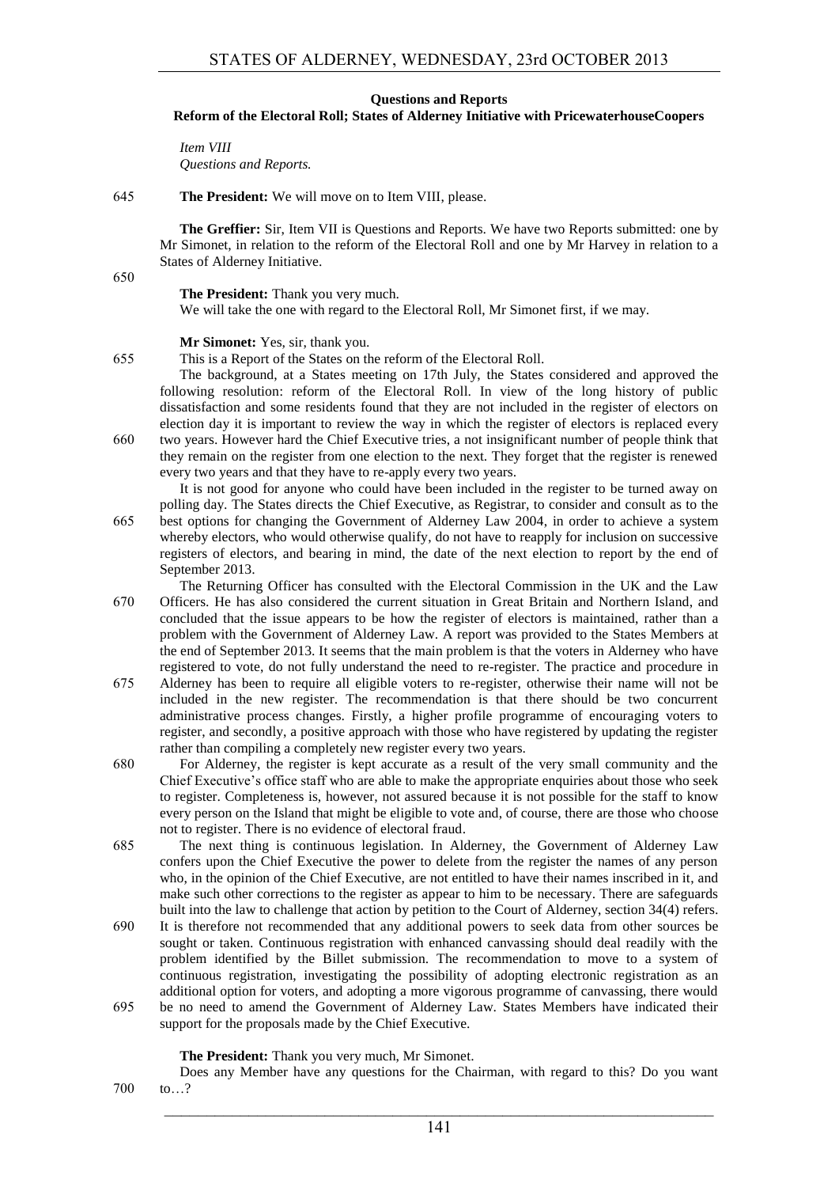### Questions and Reports

### Reform of the Electoral Roll; States of Alderney Initiative with PricewaterhouseCoopers

*Item VIII*
*Questions and Reports.*

645 **The President:** We will move on to Item VIII, please.

**The Greffier:** Sir, Item VII is Questions and Reports. We have two Reports submitted: one by Mr Simonet, in relation to the reform of the Electoral Roll and one by Mr Harvey in relation to a States of Alderney Initiative.

650

**The President:** Thank you very much.

We will take the one with regard to the Electoral Roll, Mr Simonet first, if we may.

**Mr Simonet:** Yes, sir, thank you.

655 This is a Report of the States on the reform of the Electoral Roll.

The background, at a States meeting on 17th July, the States considered and approved the following resolution: reform of the Electoral Roll. In view of the long history of public dissatisfaction and some residents found that they are not included in the register of electors on election day it is important to review the way in which the register of electors is replaced every 660 two years. However hard the Chief Executive tries, a not insignificant number of people think that they remain on the register from one election to the next. They forget that the register is renewed every two years and that they have to re-apply every two years.

It is not good for anyone who could have been included in the register to be turned away on polling day. The States directs the Chief Executive, as Registrar, to consider and consult as to the 665 best options for changing the Government of Alderney Law 2004, in order to achieve a system whereby electors, who would otherwise qualify, do not have to reapply for inclusion on successive registers of electors, and bearing in mind, the date of the next election to report by the end of September 2013.

The Returning Officer has consulted with the Electoral Commission in the UK and the Law 670 Officers. He has also considered the current situation in Great Britain and Northern Island, and concluded that the issue appears to be how the register of electors is maintained, rather than a problem with the Government of Alderney Law. A report was provided to the States Members at the end of September 2013. It seems that the main problem is that the voters in Alderney who have registered to vote, do not fully understand the need to re-register. The practice and procedure in 675 Alderney has been to require all eligible voters to re-register, otherwise their name will not be included in the new register. The recommendation is that there should be two concurrent administrative process changes. Firstly, a higher profile programme of encouraging voters to register, and secondly, a positive approach with those who have registered by updating the register rather than compiling a completely new register every two years.

680 For Alderney, the register is kept accurate as a result of the very small community and the Chief Executive's office staff who are able to make the appropriate enquiries about those who seek to register. Completeness is, however, not assured because it is not possible for the staff to know every person on the Island that might be eligible to vote and, of course, there are those who choose not to register. There is no evidence of electoral fraud.

685 The next thing is continuous legislation. In Alderney, the Government of Alderney Law confers upon the Chief Executive the power to delete from the register the names of any person who, in the opinion of the Chief Executive, are not entitled to have their names inscribed in it, and make such other corrections to the register as appear to him to be necessary. There are safeguards built into the law to challenge that action by petition to the Court of Alderney, section 34(4) refers.

690 It is therefore not recommended that any additional powers to seek data from other sources be sought or taken. Continuous registration with enhanced canvassing should deal readily with the problem identified by the Billet submission. The recommendation to move to a system of continuous registration, investigating the possibility of adopting electronic registration as an additional option for voters, and adopting a more vigorous programme of canvassing, there would 695 be no need to amend the Government of Alderney Law. States Members have indicated their support for the proposals made by the Chief Executive.

**The President:** Thank you very much, Mr Simonet.

Does any Member have any questions for the Chairman, with regard to this? Do you want 700 to…?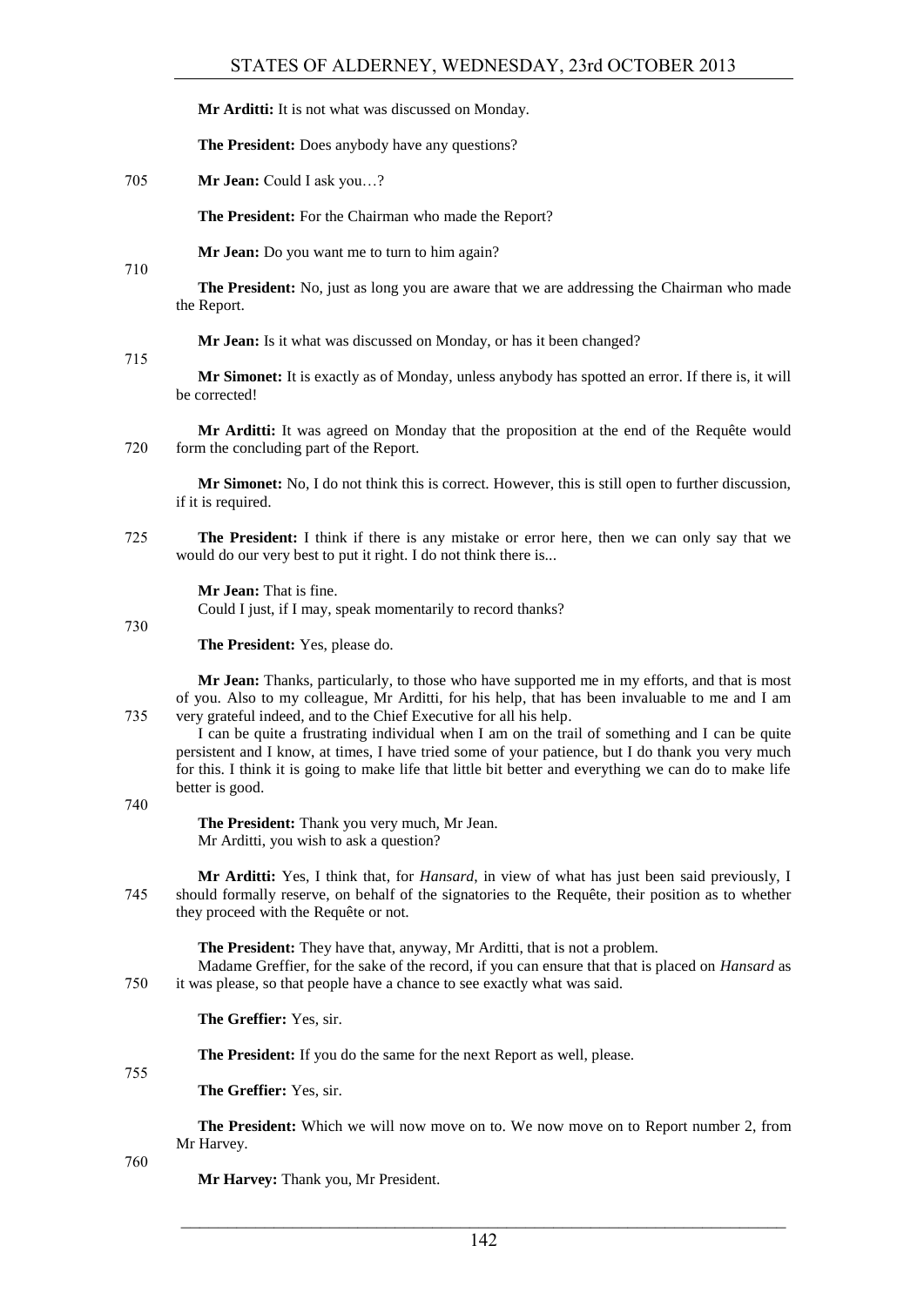**Mr Arditti:** It is not what was discussed on Monday.

**The President:** Does anybody have any questions?

**Mr Jean:** Could I ask you…?

**The President:** For the Chairman who made the Report?

**Mr Jean:** Do you want me to turn to him again?

**The President:** No, just as long you are aware that we are addressing the Chairman who made the Report.

**Mr Jean:** Is it what was discussed on Monday, or has it been changed?

**Mr Simonet:** It is exactly as of Monday, unless anybody has spotted an error. If there is, it will be corrected!

**Mr Arditti:** It was agreed on Monday that the proposition at the end of the Requête would form the concluding part of the Report.

**Mr Simonet:** No, I do not think this is correct. However, this is still open to further discussion, if it is required.

**The President:** I think if there is any mistake or error here, then we can only say that we would do our very best to put it right. I do not think there is...

**Mr Jean:** That is fine.
Could I just, if I may, speak momentarily to record thanks?

**The President:** Yes, please do.

**Mr Jean:** Thanks, particularly, to those who have supported me in my efforts, and that is most of you. Also to my colleague, Mr Arditti, for his help, that has been invaluable to me and I am very grateful indeed, and to the Chief Executive for all his help.

I can be quite a frustrating individual when I am on the trail of something and I can be quite persistent and I know, at times, I have tried some of your patience, but I do thank you very much for this. I think it is going to make life that little bit better and everything we can do to make life better is good.

**The President:** Thank you very much, Mr Jean.
Mr Arditti, you wish to ask a question?

**Mr Arditti:** Yes, I think that, for *Hansard*, in view of what has just been said previously, I should formally reserve, on behalf of the signatories to the Requête, their position as to whether they proceed with the Requête or not.

**The President:** They have that, anyway, Mr Arditti, that is not a problem.
Madame Greffier, for the sake of the record, if you can ensure that that is placed on *Hansard* as it was please, so that people have a chance to see exactly what was said.

**The Greffier:** Yes, sir.

**The President:** If you do the same for the next Report as well, please.

**The Greffier:** Yes, sir.

**The President:** Which we will now move on to. We now move on to Report number 2, from Mr Harvey.

**Mr Harvey:** Thank you, Mr President.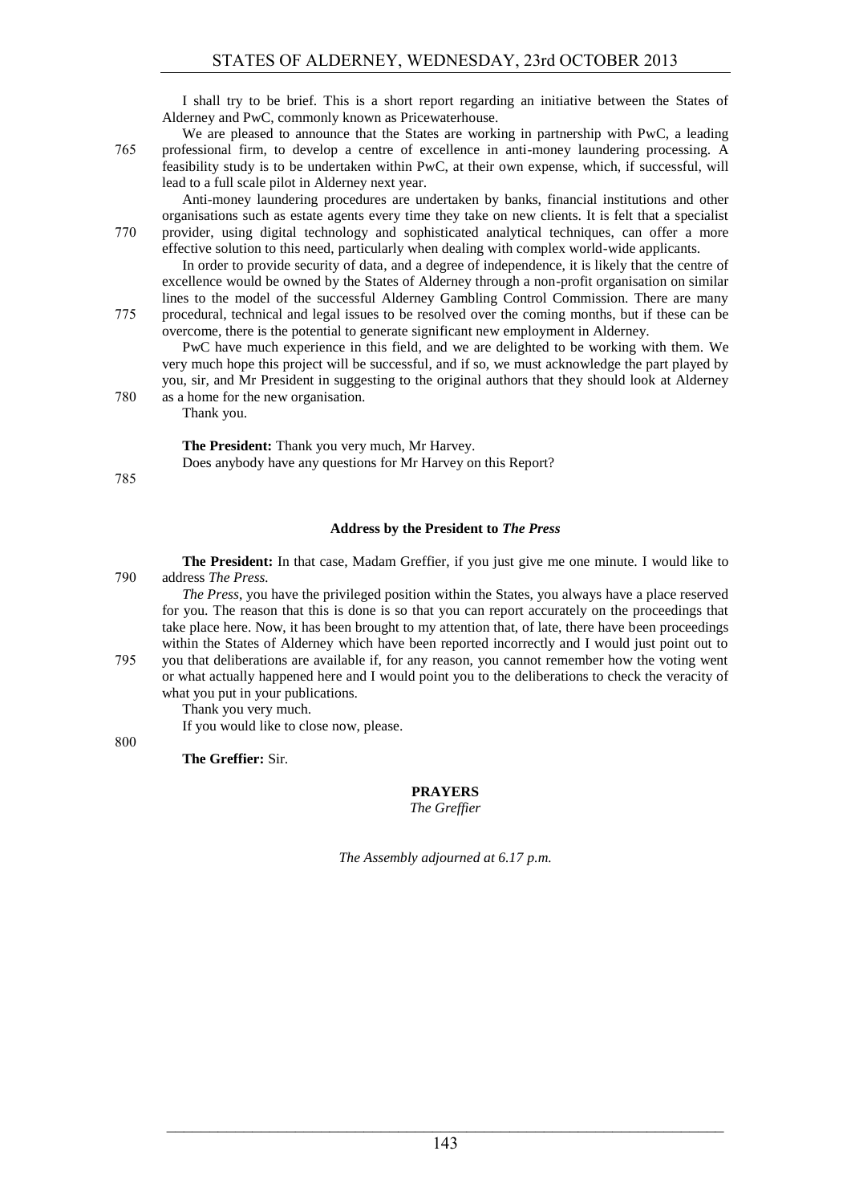I shall try to be brief. This is a short report regarding an initiative between the States of Alderney and PwC, commonly known as Pricewaterhouse.

We are pleased to announce that the States are working in partnership with PwC, a leading professional firm, to develop a centre of excellence in anti-money laundering processing. A feasibility study is to be undertaken within PwC, at their own expense, which, if successful, will lead to a full scale pilot in Alderney next year.

Anti-money laundering procedures are undertaken by banks, financial institutions and other organisations such as estate agents every time they take on new clients. It is felt that a specialist provider, using digital technology and sophisticated analytical techniques, can offer a more effective solution to this need, particularly when dealing with complex world-wide applicants.

In order to provide security of data, and a degree of independence, it is likely that the centre of excellence would be owned by the States of Alderney through a non-profit organisation on similar lines to the model of the successful Alderney Gambling Control Commission. There are many procedural, technical and legal issues to be resolved over the coming months, but if these can be overcome, there is the potential to generate significant new employment in Alderney.

PwC have much experience in this field, and we are delighted to be working with them. We very much hope this project will be successful, and if so, we must acknowledge the part played by you, sir, and Mr President in suggesting to the original authors that they should look at Alderney as a home for the new organisation.

Thank you.

**The President:** Thank you very much, Mr Harvey.

Does anybody have any questions for Mr Harvey on this Report?

### Address by the President to *The Press*

**The President:** In that case, Madam Greffier, if you just give me one minute. I would like to address *The Press*.

*The Press*, you have the privileged position within the States, you always have a place reserved for you. The reason that this is done is so that you can report accurately on the proceedings that take place here. Now, it has been brought to my attention that, of late, there have been proceedings within the States of Alderney which have been reported incorrectly and I would just point out to you that deliberations are available if, for any reason, you cannot remember how the voting went or what actually happened here and I would point you to the deliberations to check the veracity of what you put in your publications.

Thank you very much.

If you would like to close now, please.

**The Greffier:** Sir.

**PRAYERS**

*The Greffier*

*The Assembly adjourned at 6.17 p.m.*